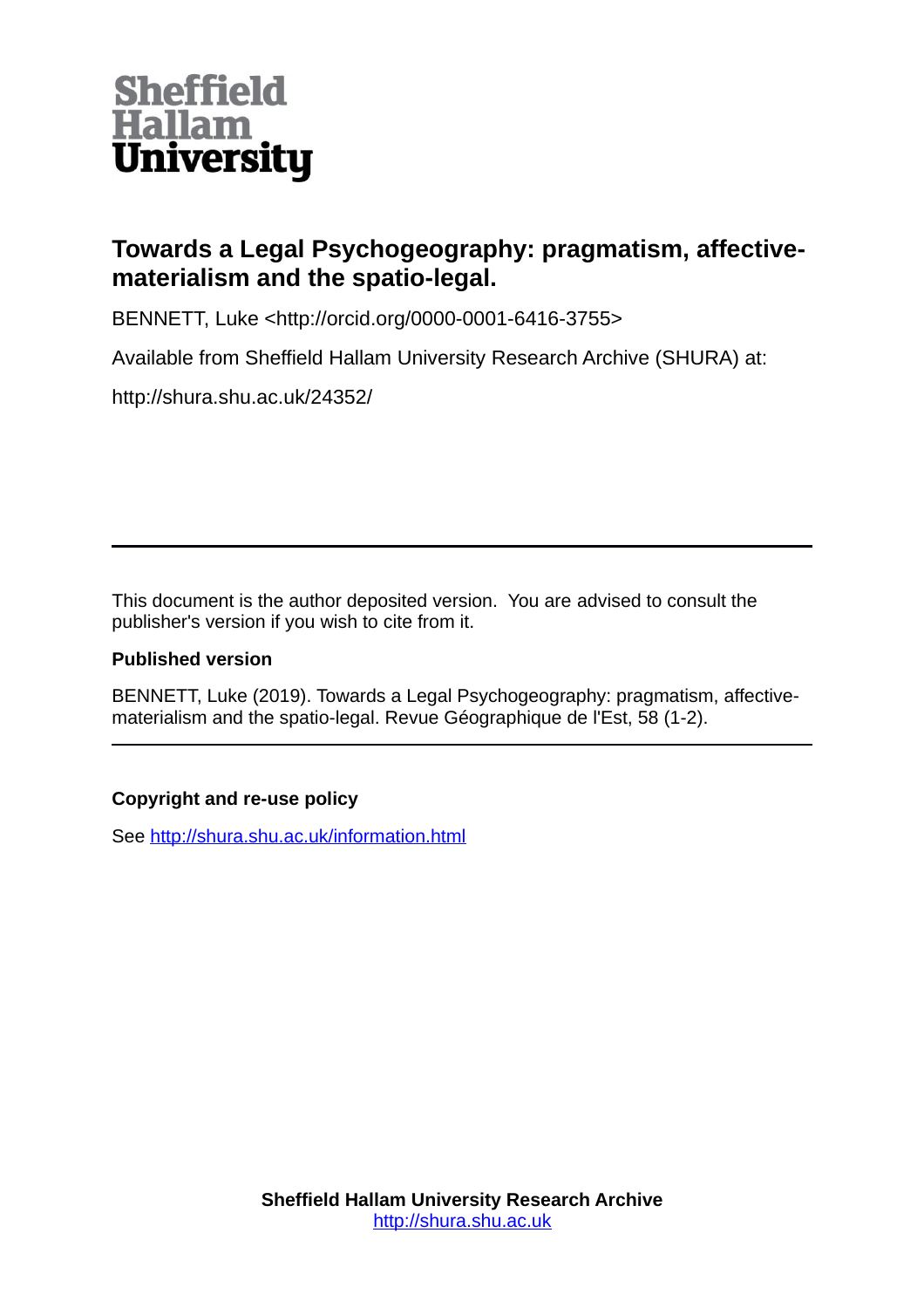Sheffield Hallam University

# Towards a Legal Psychogeography: pragmatism, affective-materialism and the spatio-legal.

BENNETT, Luke <http://orcid.org/0000-0001-6416-3755>

Available from Sheffield Hallam University Research Archive (SHURA) at:

http://shura.shu.ac.uk/24352/

---

This document is the author deposited version. You are advised to consult the publisher's version if you wish to cite from it.

**Published version**

BENNETT, Luke (2019). Towards a Legal Psychogeography: pragmatism, affective-materialism and the spatio-legal. Revue Géographique de l'Est, 58 (1-2).

---

**Copyright and re-use policy**

See [http://shura.shu.ac.uk/information.html](http://shura.shu.ac.uk/information.html)

**Sheffield Hallam University Research Archive**
[http://shura.shu.ac.uk](http://shura.shu.ac.uk)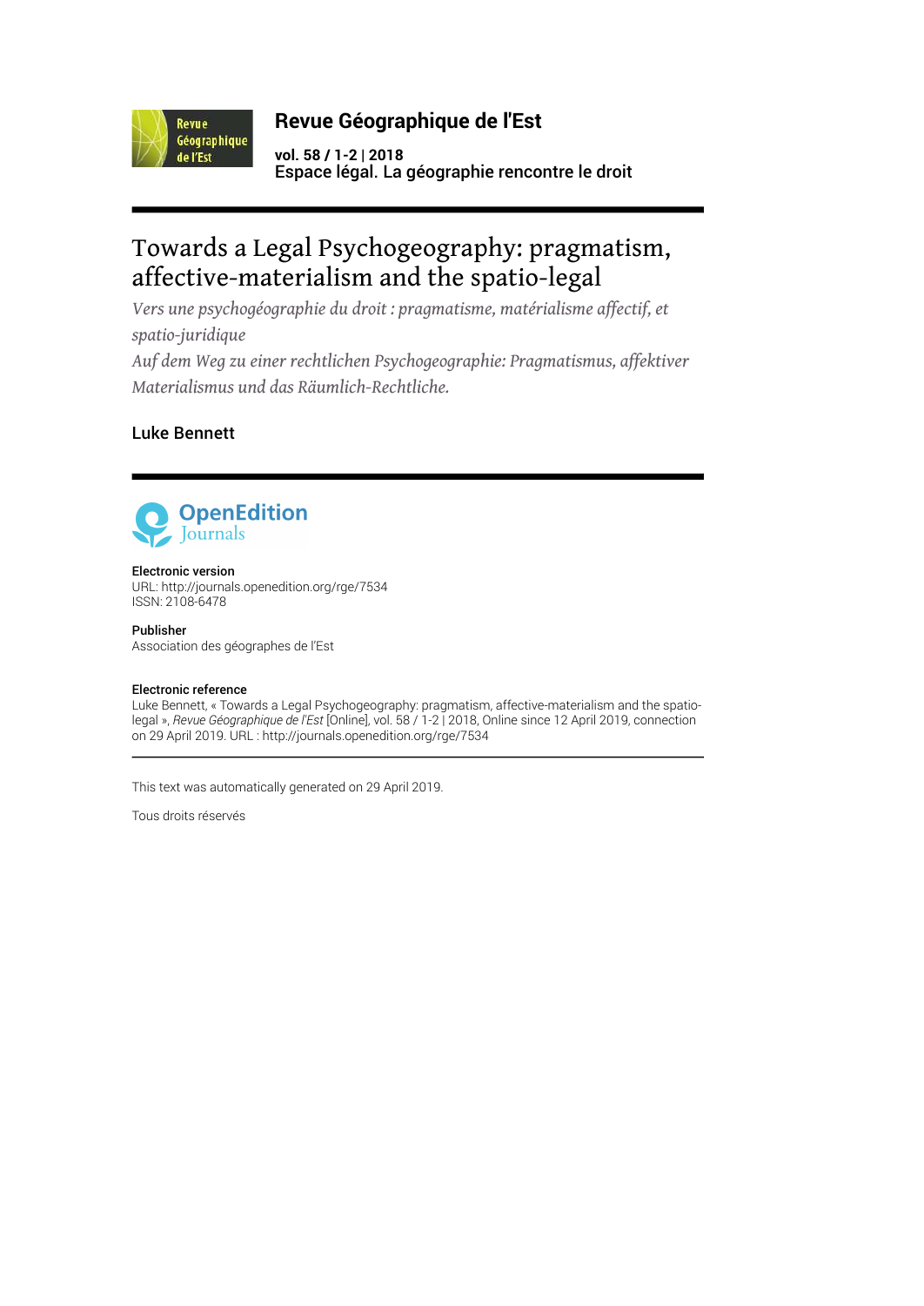# Revue Géographique de l'Est

**vol. 58 / 1-2 | 2018**
Espace légal. La géographie rencontre le droit

# Towards a Legal Psychogeography: pragmatism, affective-materialism and the spatio-legal

*Vers une psychogéographie du droit : pragmatisme, matérialisme affectif, et spatio-juridique*

*Auf dem Weg zu einer rechtlichen Psychogeographie: Pragmatismus, affektiver Materialismus und das Räumlich-Rechtliche.*

## Luke Bennett

OpenEdition Journals

**Electronic version**
URL: http://journals.openedition.org/rge/7534
ISSN: 2108-6478

**Publisher**
Association des géographes de l'Est

**Electronic reference**
Luke Bennett, « Towards a Legal Psychogeography: pragmatism, affective-materialism and the spatio-legal », *Revue Géographique de l'Est* [Online], vol. 58 / 1-2 | 2018, Online since 12 April 2019, connection on 29 April 2019. URL : http://journals.openedition.org/rge/7534

This text was automatically generated on 29 April 2019.

Tous droits réservés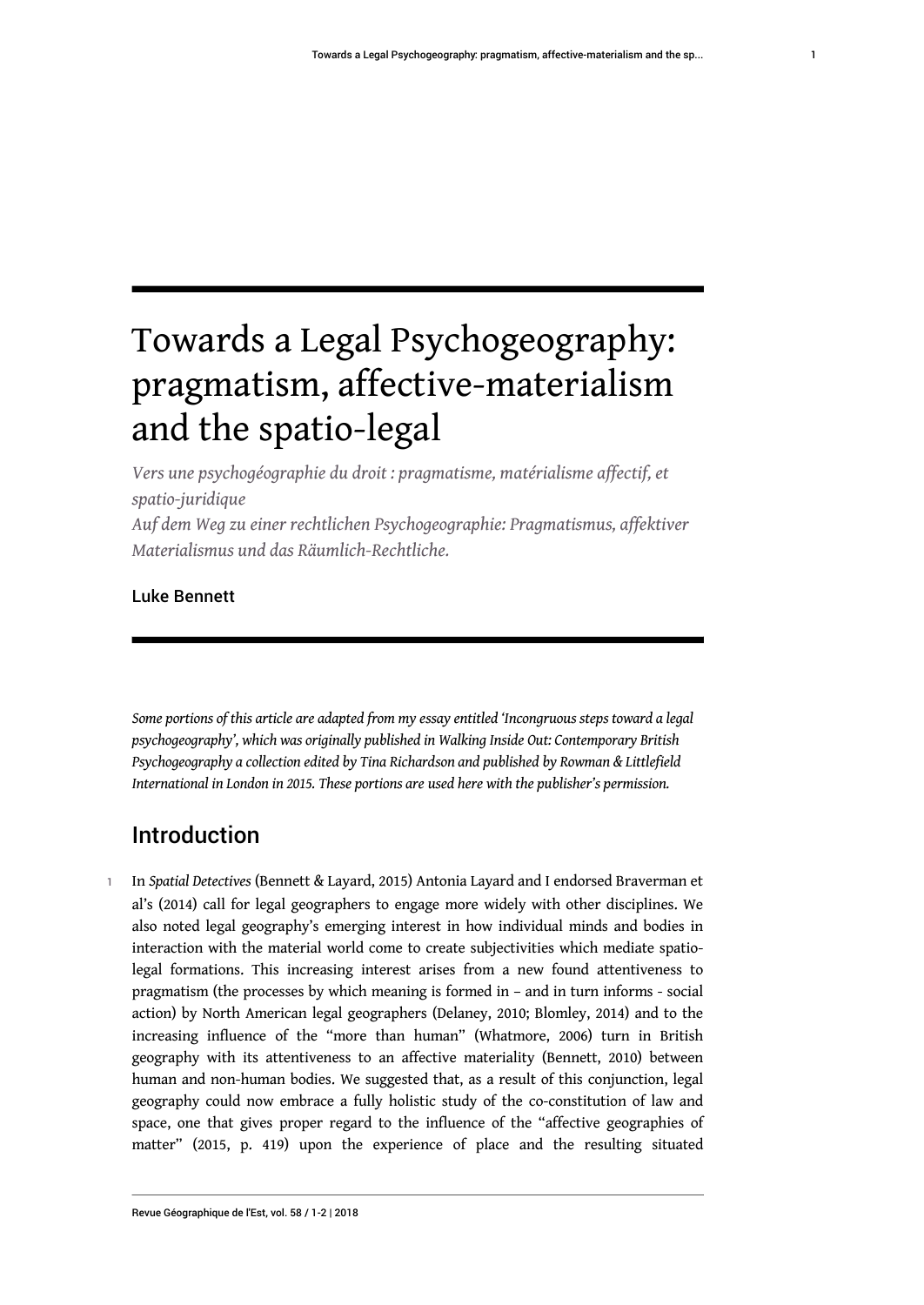# Towards a Legal Psychogeography: pragmatism, affective-materialism and the spatio-legal

*Vers une psychogéographie du droit : pragmatisme, matérialisme affectif, et spatio-juridique*
*Auf dem Weg zu einer rechtlichen Psychogeographie: Pragmatismus, affektiver Materialismus und das Räumlich-Rechtliche.*

Luke Bennett

*Some portions of this article are adapted from my essay entitled 'Incongruous steps toward a legal psychogeography', which was originally published in Walking Inside Out: Contemporary British Psychogeography a collection edited by Tina Richardson and published by Rowman & Littlefield International in London in 2015. These portions are used here with the publisher's permission.*

## Introduction

1 In *Spatial Detectives* (Bennett & Layard, 2015) Antonia Layard and I endorsed Braverman et al's (2014) call for legal geographers to engage more widely with other disciplines. We also noted legal geography's emerging interest in how individual minds and bodies in interaction with the material world come to create subjectivities which mediate spatio-legal formations. This increasing interest arises from a new found attentiveness to pragmatism (the processes by which meaning is formed in – and in turn informs - social action) by North American legal geographers (Delaney, 2010; Blomley, 2014) and to the increasing influence of the "more than human" (Whatmore, 2006) turn in British geography with its attentiveness to an affective materiality (Bennett, 2010) between human and non-human bodies. We suggested that, as a result of this conjunction, legal geography could now embrace a fully holistic study of the co-constitution of law and space, one that gives proper regard to the influence of the "affective geographies of matter" (2015, p. 419) upon the experience of place and the resulting situated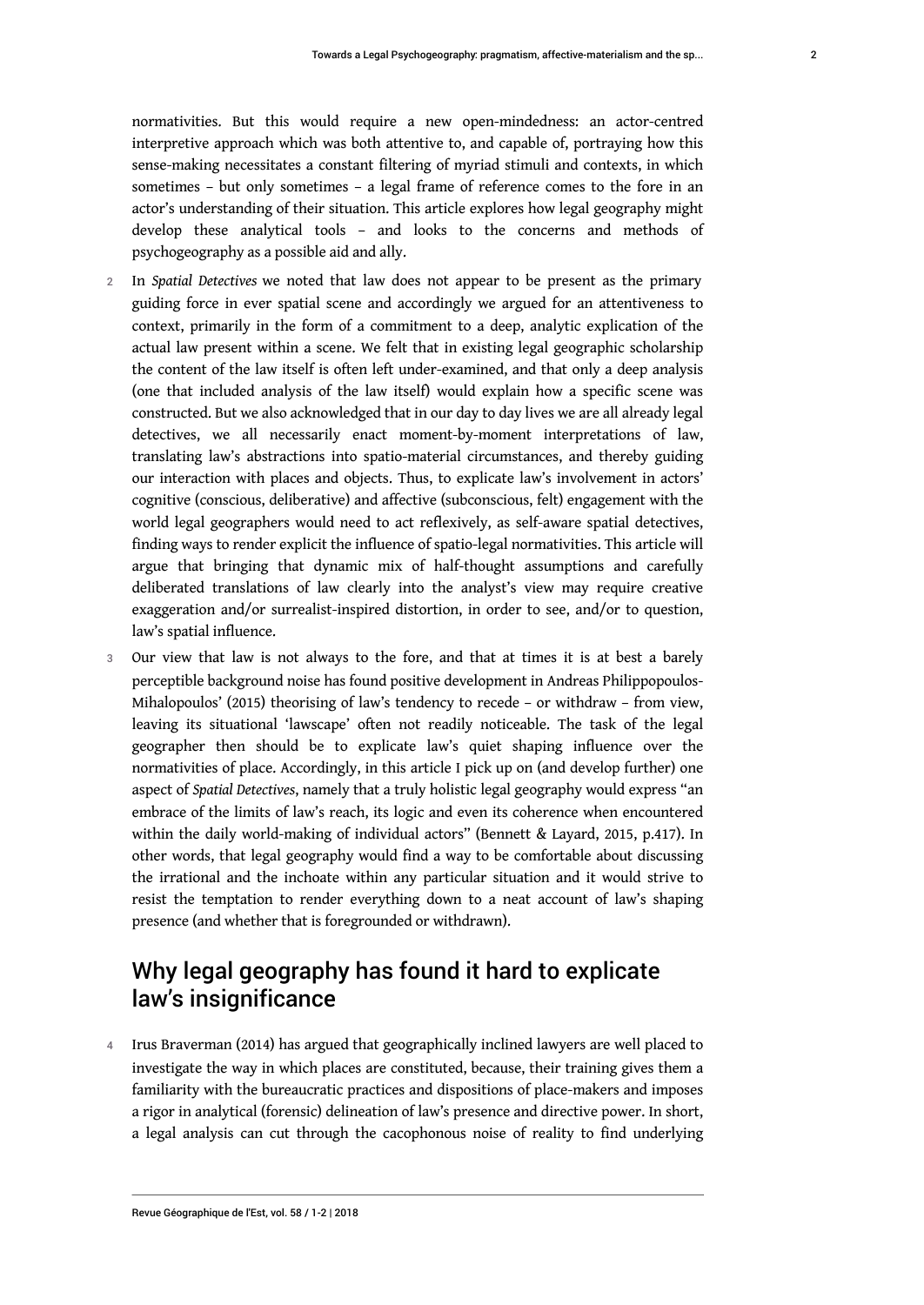normativities. But this would require a new open-mindedness: an actor-centred interpretive approach which was both attentive to, and capable of, portraying how this sense-making necessitates a constant filtering of myriad stimuli and contexts, in which sometimes – but only sometimes – a legal frame of reference comes to the fore in an actor's understanding of their situation. This article explores how legal geography might develop these analytical tools – and looks to the concerns and methods of psychogeography as a possible aid and ally.

2 In *Spatial Detectives* we noted that law does not appear to be present as the primary guiding force in ever spatial scene and accordingly we argued for an attentiveness to context, primarily in the form of a commitment to a deep, analytic explication of the actual law present within a scene. We felt that in existing legal geographic scholarship the content of the law itself is often left under-examined, and that only a deep analysis (one that included analysis of the law itself) would explain how a specific scene was constructed. But we also acknowledged that in our day to day lives we are all already legal detectives, we all necessarily enact moment-by-moment interpretations of law, translating law's abstractions into spatio-material circumstances, and thereby guiding our interaction with places and objects. Thus, to explicate law's involvement in actors' cognitive (conscious, deliberative) and affective (subconscious, felt) engagement with the world legal geographers would need to act reflexively, as self-aware spatial detectives, finding ways to render explicit the influence of spatio-legal normativities. This article will argue that bringing that dynamic mix of half-thought assumptions and carefully deliberated translations of law clearly into the analyst's view may require creative exaggeration and/or surrealist-inspired distortion, in order to see, and/or to question, law's spatial influence.

3 Our view that law is not always to the fore, and that at times it is at best a barely perceptible background noise has found positive development in Andreas Philippopoulos-Mihalopoulos' (2015) theorising of law's tendency to recede – or withdraw – from view, leaving its situational 'lawscape' often not readily noticeable. The task of the legal geographer then should be to explicate law's quiet shaping influence over the normativities of place. Accordingly, in this article I pick up on (and develop further) one aspect of *Spatial Detectives*, namely that a truly holistic legal geography would express "an embrace of the limits of law's reach, its logic and even its coherence when encountered within the daily world-making of individual actors" (Bennett & Layard, 2015, p.417). In other words, that legal geography would find a way to be comfortable about discussing the irrational and the inchoate within any particular situation and it would strive to resist the temptation to render everything down to a neat account of law's shaping presence (and whether that is foregrounded or withdrawn).

## Why legal geography has found it hard to explicate law's insignificance

4 Irus Braverman (2014) has argued that geographically inclined lawyers are well placed to investigate the way in which places are constituted, because, their training gives them a familiarity with the bureaucratic practices and dispositions of place-makers and imposes a rigor in analytical (forensic) delineation of law's presence and directive power. In short, a legal analysis can cut through the cacophonous noise of reality to find underlying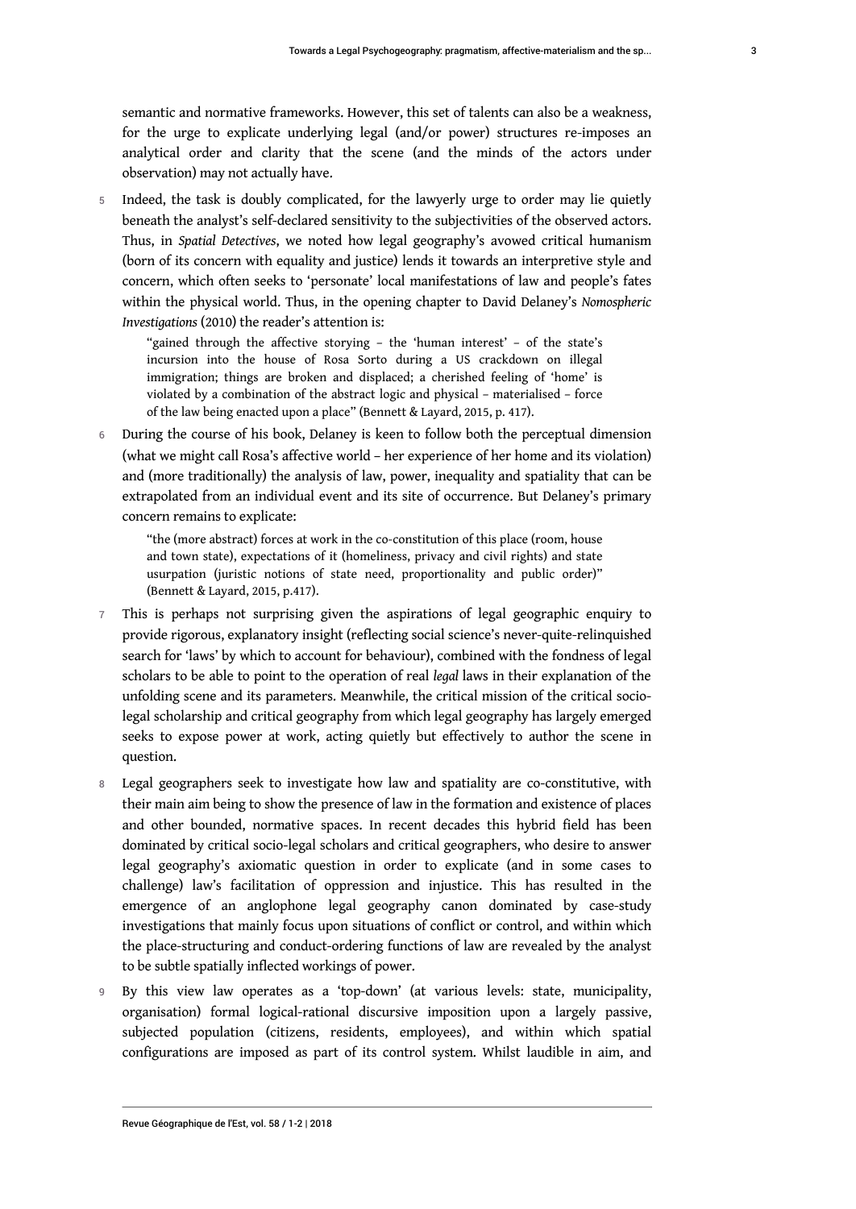semantic and normative frameworks. However, this set of talents can also be a weakness, for the urge to explicate underlying legal (and/or power) structures re-imposes an analytical order and clarity that the scene (and the minds of the actors under observation) may not actually have.

5 Indeed, the task is doubly complicated, for the lawyerly urge to order may lie quietly beneath the analyst's self-declared sensitivity to the subjectivities of the observed actors. Thus, in *Spatial Detectives*, we noted how legal geography's avowed critical humanism (born of its concern with equality and justice) lends it towards an interpretive style and concern, which often seeks to 'personate' local manifestations of law and people's fates within the physical world. Thus, in the opening chapter to David Delaney's *Nomospheric Investigations* (2010) the reader's attention is:

> "gained through the affective storying – the 'human interest' – of the state's incursion into the house of Rosa Sorto during a US crackdown on illegal immigration; things are broken and displaced; a cherished feeling of 'home' is violated by a combination of the abstract logic and physical – materialised – force of the law being enacted upon a place" (Bennett & Layard, 2015, p. 417).

6 During the course of his book, Delaney is keen to follow both the perceptual dimension (what we might call Rosa's affective world – her experience of her home and its violation) and (more traditionally) the analysis of law, power, inequality and spatiality that can be extrapolated from an individual event and its site of occurrence. But Delaney's primary concern remains to explicate:

> "the (more abstract) forces at work in the co-constitution of this place (room, house and town state), expectations of it (homeliness, privacy and civil rights) and state usurpation (juristic notions of state need, proportionality and public order)" (Bennett & Layard, 2015, p.417).

7 This is perhaps not surprising given the aspirations of legal geographic enquiry to provide rigorous, explanatory insight (reflecting social science's never-quite-relinquished search for 'laws' by which to account for behaviour), combined with the fondness of legal scholars to be able to point to the operation of real *legal* laws in their explanation of the unfolding scene and its parameters. Meanwhile, the critical mission of the critical socio-legal scholarship and critical geography from which legal geography has largely emerged seeks to expose power at work, acting quietly but effectively to author the scene in question.

8 Legal geographers seek to investigate how law and spatiality are co-constitutive, with their main aim being to show the presence of law in the formation and existence of places and other bounded, normative spaces. In recent decades this hybrid field has been dominated by critical socio-legal scholars and critical geographers, who desire to answer legal geography's axiomatic question in order to explicate (and in some cases to challenge) law's facilitation of oppression and injustice. This has resulted in the emergence of an anglophone legal geography canon dominated by case-study investigations that mainly focus upon situations of conflict or control, and within which the place-structuring and conduct-ordering functions of law are revealed by the analyst to be subtle spatially inflected workings of power.

9 By this view law operates as a 'top-down' (at various levels: state, municipality, organisation) formal logical-rational discursive imposition upon a largely passive, subjected population (citizens, residents, employees), and within which spatial configurations are imposed as part of its control system. Whilst laudible in aim, and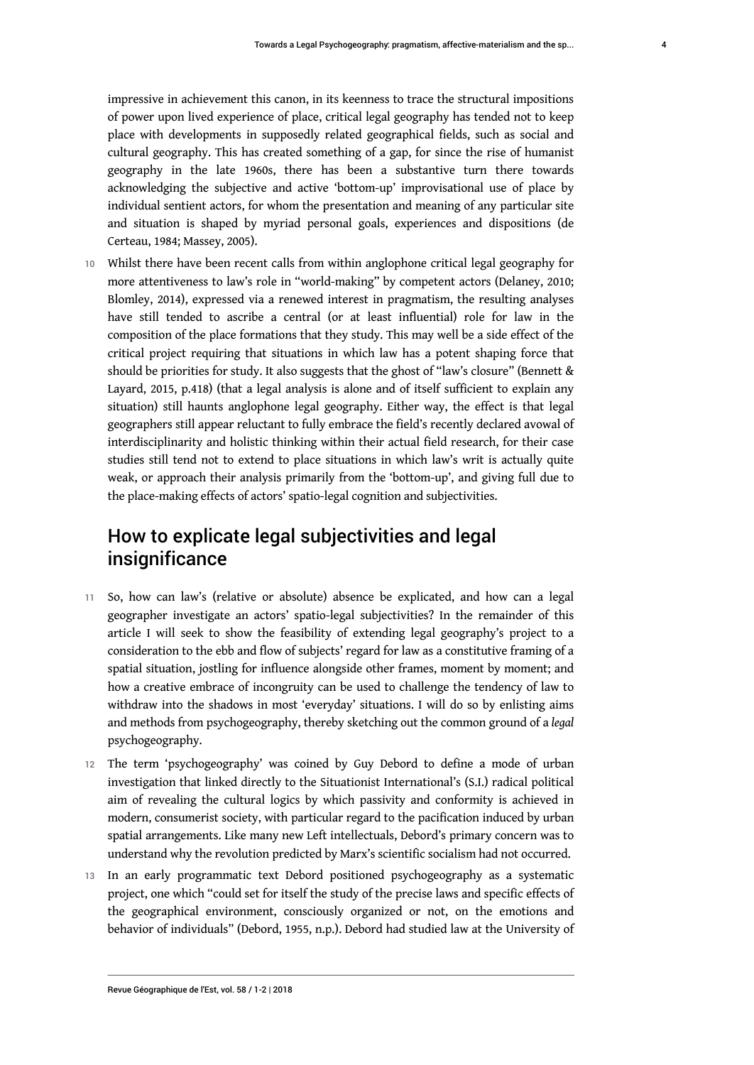impressive in achievement this canon, in its keenness to trace the structural impositions of power upon lived experience of place, critical legal geography has tended not to keep place with developments in supposedly related geographical fields, such as social and cultural geography. This has created something of a gap, for since the rise of humanist geography in the late 1960s, there has been a substantive turn there towards acknowledging the subjective and active 'bottom-up' improvisational use of place by individual sentient actors, for whom the presentation and meaning of any particular site and situation is shaped by myriad personal goals, experiences and dispositions (de Certeau, 1984; Massey, 2005).

10 Whilst there have been recent calls from within anglophone critical legal geography for more attentiveness to law's role in "world-making" by competent actors (Delaney, 2010; Blomley, 2014), expressed via a renewed interest in pragmatism, the resulting analyses have still tended to ascribe a central (or at least influential) role for law in the composition of the place formations that they study. This may well be a side effect of the critical project requiring that situations in which law has a potent shaping force that should be priorities for study. It also suggests that the ghost of "law's closure" (Bennett & Layard, 2015, p.418) (that a legal analysis is alone and of itself sufficient to explain any situation) still haunts anglophone legal geography. Either way, the effect is that legal geographers still appear reluctant to fully embrace the field's recently declared avowal of interdisciplinarity and holistic thinking within their actual field research, for their case studies still tend not to extend to place situations in which law's writ is actually quite weak, or approach their analysis primarily from the 'bottom-up', and giving full due to the place-making effects of actors' spatio-legal cognition and subjectivities.

## How to explicate legal subjectivities and legal insignificance

11 So, how can law's (relative or absolute) absence be explicated, and how can a legal geographer investigate an actors' spatio-legal subjectivities? In the remainder of this article I will seek to show the feasibility of extending legal geography's project to a consideration to the ebb and flow of subjects' regard for law as a constitutive framing of a spatial situation, jostling for influence alongside other frames, moment by moment; and how a creative embrace of incongruity can be used to challenge the tendency of law to withdraw into the shadows in most 'everyday' situations. I will do so by enlisting aims and methods from psychogeography, thereby sketching out the common ground of a *legal* psychogeography.

12 The term 'psychogeography' was coined by Guy Debord to define a mode of urban investigation that linked directly to the Situationist International's (S.I.) radical political aim of revealing the cultural logics by which passivity and conformity is achieved in modern, consumerist society, with particular regard to the pacification induced by urban spatial arrangements. Like many new Left intellectuals, Debord's primary concern was to understand why the revolution predicted by Marx's scientific socialism had not occurred.

13 In an early programmatic text Debord positioned psychogeography as a systematic project, one which "could set for itself the study of the precise laws and specific effects of the geographical environment, consciously organized or not, on the emotions and behavior of individuals" (Debord, 1955, n.p.). Debord had studied law at the University of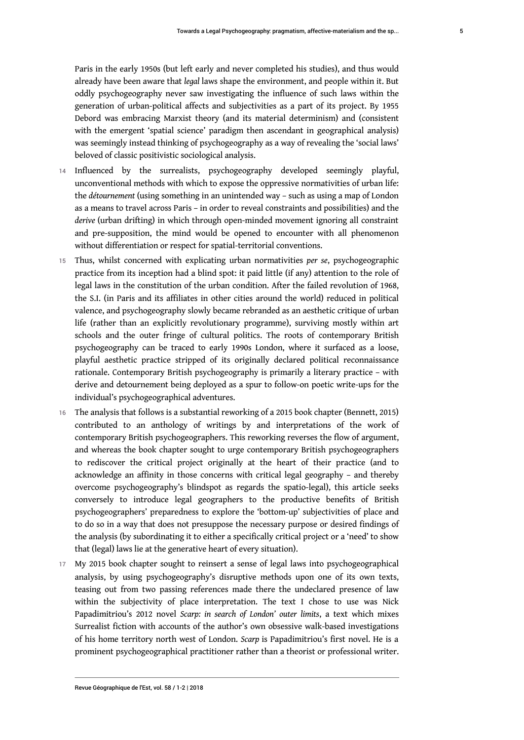Paris in the early 1950s (but left early and never completed his studies), and thus would already have been aware that *legal* laws shape the environment, and people within it. But oddly psychogeography never saw investigating the influence of such laws within the generation of urban-political affects and subjectivities as a part of its project. By 1955 Debord was embracing Marxist theory (and its material determinism) and (consistent with the emergent 'spatial science' paradigm then ascendant in geographical analysis) was seemingly instead thinking of psychogeography as a way of revealing the 'social laws' beloved of classic positivistic sociological analysis.

14 Influenced by the surrealists, psychogeography developed seemingly playful, unconventional methods with which to expose the oppressive normativities of urban life: the *détournement* (using something in an unintended way – such as using a map of London as a means to travel across Paris – in order to reveal constraints and possibilities) and the *derive* (urban drifting) in which through open-minded movement ignoring all constraint and pre-supposition, the mind would be opened to encounter with all phenomenon without differentiation or respect for spatial-territorial conventions.

15 Thus, whilst concerned with explicating urban normativities *per se*, psychogeographic practice from its inception had a blind spot: it paid little (if any) attention to the role of legal laws in the constitution of the urban condition. After the failed revolution of 1968, the S.I. (in Paris and its affiliates in other cities around the world) reduced in political valence, and psychogeography slowly became rebranded as an aesthetic critique of urban life (rather than an explicitly revolutionary programme), surviving mostly within art schools and the outer fringe of cultural politics. The roots of contemporary British psychogeography can be traced to early 1990s London, where it surfaced as a loose, playful aesthetic practice stripped of its originally declared political reconnaissance rationale. Contemporary British psychogeography is primarily a literary practice – with derive and detournement being deployed as a spur to follow-on poetic write-ups for the individual's psychogeographical adventures.

16 The analysis that follows is a substantial reworking of a 2015 book chapter (Bennett, 2015) contributed to an anthology of writings by and interpretations of the work of contemporary British psychogeographers. This reworking reverses the flow of argument, and whereas the book chapter sought to urge contemporary British psychogeographers to rediscover the critical project originally at the heart of their practice (and to acknowledge an affinity in those concerns with critical legal geography – and thereby overcome psychogeography's blindspot as regards the spatio-legal), this article seeks conversely to introduce legal geographers to the productive benefits of British psychogeographers' preparedness to explore the 'bottom-up' subjectivities of place and to do so in a way that does not presuppose the necessary purpose or desired findings of the analysis (by subordinating it to either a specifically critical project or a 'need' to show that (legal) laws lie at the generative heart of every situation).

17 My 2015 book chapter sought to reinsert a sense of legal laws into psychogeographical analysis, by using psychogeography's disruptive methods upon one of its own texts, teasing out from two passing references made there the undeclared presence of law within the subjectivity of place interpretation. The text I chose to use was Nick Papadimitriou's 2012 novel *Scarp: in search of London' outer limits*, a text which mixes Surrealist fiction with accounts of the author's own obsessive walk-based investigations of his home territory north west of London. *Scarp* is Papadimitriou's first novel. He is a prominent psychogeographical practitioner rather than a theorist or professional writer.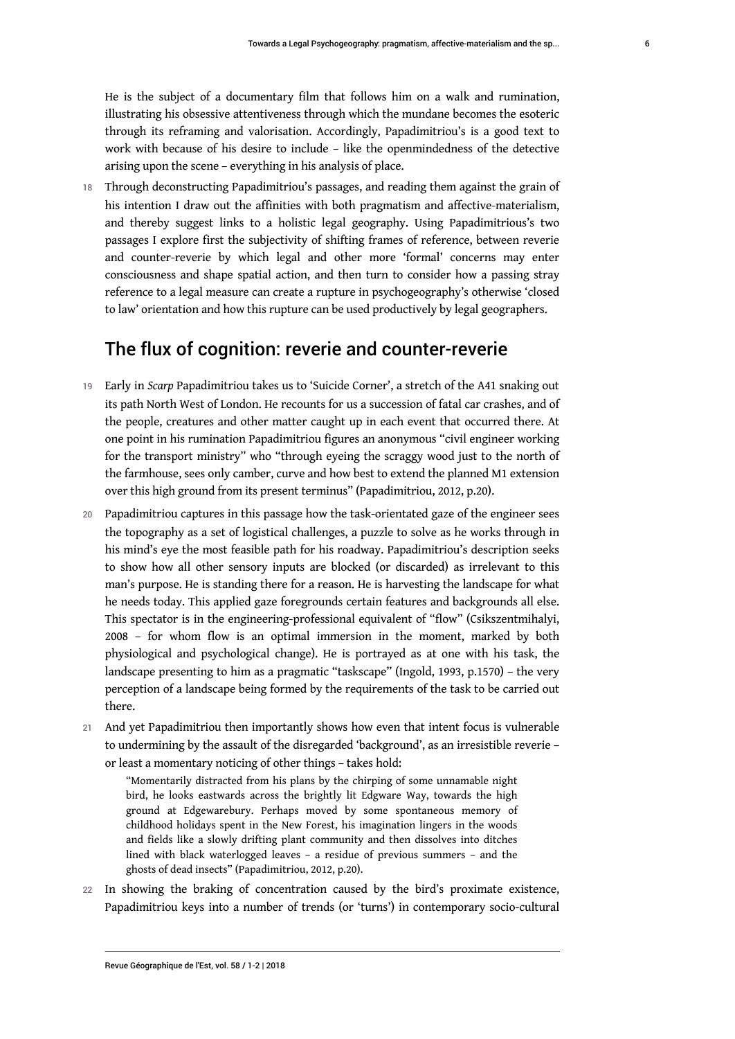He is the subject of a documentary film that follows him on a walk and rumination, illustrating his obsessive attentiveness through which the mundane becomes the esoteric through its reframing and valorisation. Accordingly, Papadimitriou's is a good text to work with because of his desire to include – like the openmindedness of the detective arising upon the scene – everything in his analysis of place.

18 Through deconstructing Papadimitriou's passages, and reading them against the grain of his intention I draw out the affinities with both pragmatism and affective-materialism, and thereby suggest links to a holistic legal geography. Using Papadimitrious's two passages I explore first the subjectivity of shifting frames of reference, between reverie and counter-reverie by which legal and other more 'formal' concerns may enter consciousness and shape spatial action, and then turn to consider how a passing stray reference to a legal measure can create a rupture in psychogeography's otherwise 'closed to law' orientation and how this rupture can be used productively by legal geographers.

## The flux of cognition: reverie and counter-reverie

19 Early in *Scarp* Papadimitriou takes us to 'Suicide Corner', a stretch of the A41 snaking out its path North West of London. He recounts for us a succession of fatal car crashes, and of the people, creatures and other matter caught up in each event that occurred there. At one point in his rumination Papadimitriou figures an anonymous "civil engineer working for the transport ministry" who "through eyeing the scraggy wood just to the north of the farmhouse, sees only camber, curve and how best to extend the planned M1 extension over this high ground from its present terminus" (Papadimitriou, 2012, p.20).

20 Papadimitriou captures in this passage how the task-orientated gaze of the engineer sees the topography as a set of logistical challenges, a puzzle to solve as he works through in his mind's eye the most feasible path for his roadway. Papadimitriou's description seeks to show how all other sensory inputs are blocked (or discarded) as irrelevant to this man's purpose. He is standing there for a reason. He is harvesting the landscape for what he needs today. This applied gaze foregrounds certain features and backgrounds all else. This spectator is in the engineering-professional equivalent of "flow" (Csikszentmihalyi, 2008 – for whom flow is an optimal immersion in the moment, marked by both physiological and psychological change). He is portrayed as at one with his task, the landscape presenting to him as a pragmatic "taskscape" (Ingold, 1993, p.1570) – the very perception of a landscape being formed by the requirements of the task to be carried out there.

21 And yet Papadimitriou then importantly shows how even that intent focus is vulnerable to undermining by the assault of the disregarded 'background', as an irresistible reverie – or least a momentary noticing of other things – takes hold:

> "Momentarily distracted from his plans by the chirping of some unnamable night bird, he looks eastwards across the brightly lit Edgware Way, towards the high ground at Edgewarebury. Perhaps moved by some spontaneous memory of childhood holidays spent in the New Forest, his imagination lingers in the woods and fields like a slowly drifting plant community and then dissolves into ditches lined with black waterlogged leaves – a residue of previous summers – and the ghosts of dead insects" (Papadimitriou, 2012, p.20).

22 In showing the braking of concentration caused by the bird's proximate existence, Papadimitriou keys into a number of trends (or 'turns') in contemporary socio-cultural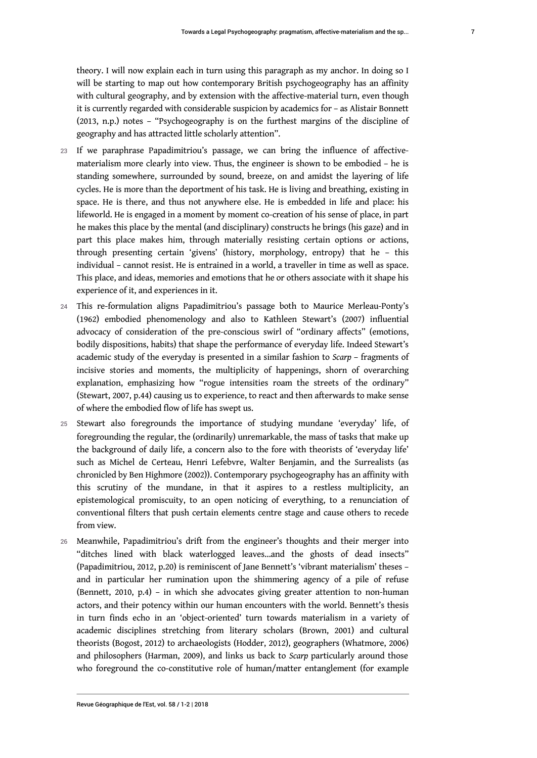theory. I will now explain each in turn using this paragraph as my anchor. In doing so I will be starting to map out how contemporary British psychogeography has an affinity with cultural geography, and by extension with the affective-material turn, even though it is currently regarded with considerable suspicion by academics for – as Alistair Bonnett (2013, n.p.) notes – "Psychogeography is on the furthest margins of the discipline of geography and has attracted little scholarly attention".

23 If we paraphrase Papadimitriou's passage, we can bring the influence of affective-materialism more clearly into view. Thus, the engineer is shown to be embodied – he is standing somewhere, surrounded by sound, breeze, on and amidst the layering of life cycles. He is more than the deportment of his task. He is living and breathing, existing in space. He is there, and thus not anywhere else. He is embedded in life and place: his lifeworld. He is engaged in a moment by moment co-creation of his sense of place, in part he makes this place by the mental (and disciplinary) constructs he brings (his gaze) and in part this place makes him, through materially resisting certain options or actions, through presenting certain 'givens' (history, morphology, entropy) that he – this individual – cannot resist. He is entrained in a world, a traveller in time as well as space. This place, and ideas, memories and emotions that he or others associate with it shape his experience of it, and experiences in it.

24 This re-formulation aligns Papadimitriou's passage both to Maurice Merleau-Ponty's (1962) embodied phenomenology and also to Kathleen Stewart's (2007) influential advocacy of consideration of the pre-conscious swirl of "ordinary affects" (emotions, bodily dispositions, habits) that shape the performance of everyday life. Indeed Stewart's academic study of the everyday is presented in a similar fashion to *Scarp* – fragments of incisive stories and moments, the multiplicity of happenings, shorn of overarching explanation, emphasizing how "rogue intensities roam the streets of the ordinary" (Stewart, 2007, p.44) causing us to experience, to react and then afterwards to make sense of where the embodied flow of life has swept us.

25 Stewart also foregrounds the importance of studying mundane 'everyday' life, of foregrounding the regular, the (ordinarily) unremarkable, the mass of tasks that make up the background of daily life, a concern also to the fore with theorists of 'everyday life' such as Michel de Certeau, Henri Lefebvre, Walter Benjamin, and the Surrealists (as chronicled by Ben Highmore (2002)). Contemporary psychogeography has an affinity with this scrutiny of the mundane, in that it aspires to a restless multiplicity, an epistemological promiscuity, to an open noticing of everything, to a renunciation of conventional filters that push certain elements centre stage and cause others to recede from view.

26 Meanwhile, Papadimitriou's drift from the engineer's thoughts and their merger into "ditches lined with black waterlogged leaves...and the ghosts of dead insects" (Papadimitriou, 2012, p.20) is reminiscent of Jane Bennett's 'vibrant materialism' theses – and in particular her rumination upon the shimmering agency of a pile of refuse (Bennett, 2010, p.4) – in which she advocates giving greater attention to non-human actors, and their potency within our human encounters with the world. Bennett's thesis in turn finds echo in an 'object-oriented' turn towards materialism in a variety of academic disciplines stretching from literary scholars (Brown, 2001) and cultural theorists (Bogost, 2012) to archaeologists (Hodder, 2012), geographers (Whatmore, 2006) and philosophers (Harman, 2009), and links us back to *Scarp* particularly around those who foreground the co-constitutive role of human/matter entanglement (for example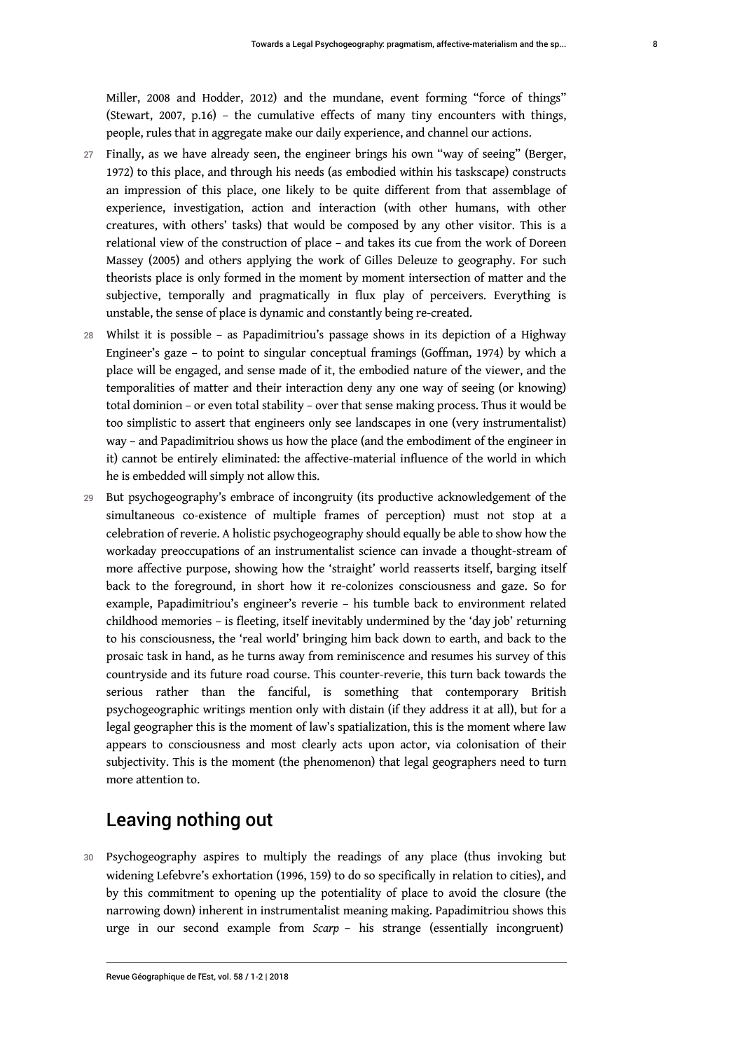Miller, 2008 and Hodder, 2012) and the mundane, event forming "force of things" (Stewart, 2007, p.16) – the cumulative effects of many tiny encounters with things, people, rules that in aggregate make our daily experience, and channel our actions.

27 Finally, as we have already seen, the engineer brings his own "way of seeing" (Berger, 1972) to this place, and through his needs (as embodied within his taskscape) constructs an impression of this place, one likely to be quite different from that assemblage of experience, investigation, action and interaction (with other humans, with other creatures, with others' tasks) that would be composed by any other visitor. This is a relational view of the construction of place – and takes its cue from the work of Doreen Massey (2005) and others applying the work of Gilles Deleuze to geography. For such theorists place is only formed in the moment by moment intersection of matter and the subjective, temporally and pragmatically in flux play of perceivers. Everything is unstable, the sense of place is dynamic and constantly being re-created.

28 Whilst it is possible – as Papadimitriou's passage shows in its depiction of a Highway Engineer's gaze – to point to singular conceptual framings (Goffman, 1974) by which a place will be engaged, and sense made of it, the embodied nature of the viewer, and the temporalities of matter and their interaction deny any one way of seeing (or knowing) total dominion – or even total stability – over that sense making process. Thus it would be too simplistic to assert that engineers only see landscapes in one (very instrumentalist) way – and Papadimitriou shows us how the place (and the embodiment of the engineer in it) cannot be entirely eliminated: the affective-material influence of the world in which he is embedded will simply not allow this.

29 But psychogeography's embrace of incongruity (its productive acknowledgement of the simultaneous co-existence of multiple frames of perception) must not stop at a celebration of reverie. A holistic psychogeography should equally be able to show how the workaday preoccupations of an instrumentalist science can invade a thought-stream of more affective purpose, showing how the 'straight' world reasserts itself, barging itself back to the foreground, in short how it re-colonizes consciousness and gaze. So for example, Papadimitriou's engineer's reverie – his tumble back to environment related childhood memories – is fleeting, itself inevitably undermined by the 'day job' returning to his consciousness, the 'real world' bringing him back down to earth, and back to the prosaic task in hand, as he turns away from reminiscence and resumes his survey of this countryside and its future road course. This counter-reverie, this turn back towards the serious rather than the fanciful, is something that contemporary British psychogeographic writings mention only with distain (if they address it at all), but for a legal geographer this is the moment of law's spatialization, this is the moment where law appears to consciousness and most clearly acts upon actor, via colonisation of their subjectivity. This is the moment (the phenomenon) that legal geographers need to turn more attention to.

## Leaving nothing out

30 Psychogeography aspires to multiply the readings of any place (thus invoking but widening Lefebvre's exhortation (1996, 159) to do so specifically in relation to cities), and by this commitment to opening up the potentiality of place to avoid the closure (the narrowing down) inherent in instrumentalist meaning making. Papadimitriou shows this urge in our second example from *Scarp* – his strange (essentially incongruent)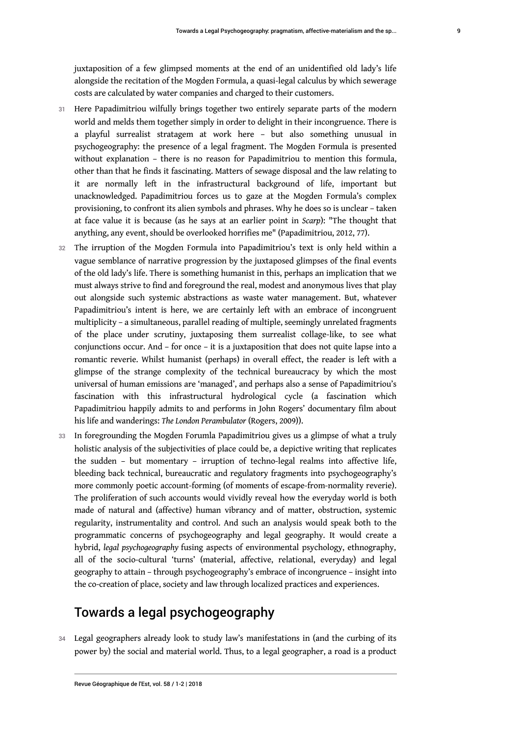juxtaposition of a few glimpsed moments at the end of an unidentified old lady's life alongside the recitation of the Mogden Formula, a quasi-legal calculus by which sewerage costs are calculated by water companies and charged to their customers.

31 Here Papadimitriou wilfully brings together two entirely separate parts of the modern world and melds them together simply in order to delight in their incongruence. There is a playful surrealist stratagem at work here – but also something unusual in psychogeography: the presence of a legal fragment. The Mogden Formula is presented without explanation – there is no reason for Papadimitriou to mention this formula, other than that he finds it fascinating. Matters of sewage disposal and the law relating to it are normally left in the infrastructural background of life, important but unacknowledged. Papadimitriou forces us to gaze at the Mogden Formula's complex provisioning, to confront its alien symbols and phrases. Why he does so is unclear – taken at face value it is because (as he says at an earlier point in *Scarp*): "The thought that anything, any event, should be overlooked horrifies me" (Papadimitriou, 2012, 77).

32 The irruption of the Mogden Formula into Papadimitriou's text is only held within a vague semblance of narrative progression by the juxtaposed glimpses of the final events of the old lady's life. There is something humanist in this, perhaps an implication that we must always strive to find and foreground the real, modest and anonymous lives that play out alongside such systemic abstractions as waste water management. But, whatever Papadimitriou's intent is here, we are certainly left with an embrace of incongruent multiplicity – a simultaneous, parallel reading of multiple, seemingly unrelated fragments of the place under scrutiny, juxtaposing them surrealist collage-like, to see what conjunctions occur. And – for once – it is a juxtaposition that does not quite lapse into a romantic reverie. Whilst humanist (perhaps) in overall effect, the reader is left with a glimpse of the strange complexity of the technical bureaucracy by which the most universal of human emissions are 'managed', and perhaps also a sense of Papadimitriou's fascination with this infrastructural hydrological cycle (a fascination which Papadimitriou happily admits to and performs in John Rogers' documentary film about his life and wanderings: *The London Perambulator* (Rogers, 2009)).

33 In foregrounding the Mogden Forumla Papadimitriou gives us a glimpse of what a truly holistic analysis of the subjectivities of place could be, a depictive writing that replicates the sudden – but momentary – irruption of techno-legal realms into affective life, bleeding back technical, bureaucratic and regulatory fragments into psychogeography's more commonly poetic account-forming (of moments of escape-from-normality reverie). The proliferation of such accounts would vividly reveal how the everyday world is both made of natural and (affective) human vibrancy and of matter, obstruction, systemic regularity, instrumentality and control. And such an analysis would speak both to the programmatic concerns of psychogeography and legal geography. It would create a hybrid, *legal psychogeography* fusing aspects of environmental psychology, ethnography, all of the socio-cultural 'turns' (material, affective, relational, everyday) and legal geography to attain – through psychogeography's embrace of incongruence – insight into the co-creation of place, society and law through localized practices and experiences.

## Towards a legal psychogeography

34 Legal geographers already look to study law's manifestations in (and the curbing of its power by) the social and material world. Thus, to a legal geographer, a road is a product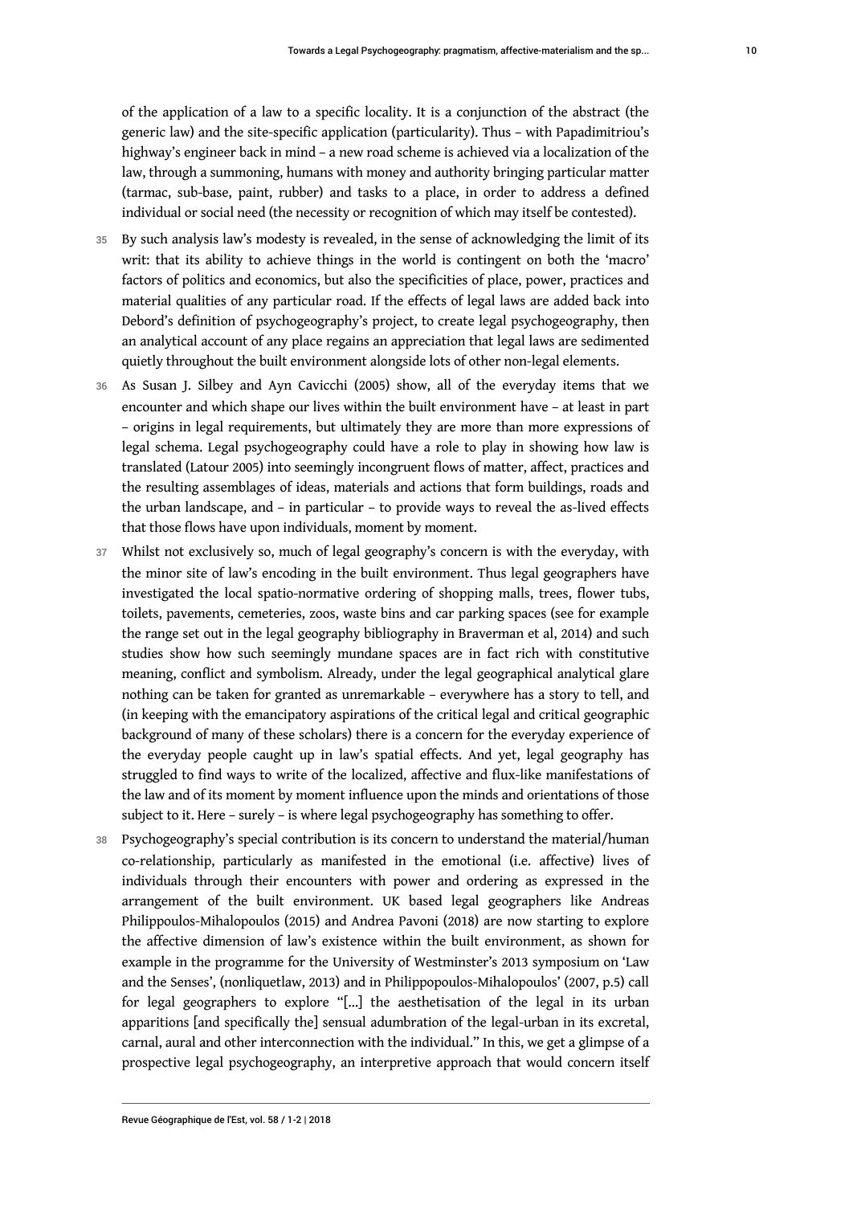of the application of a law to a specific locality. It is a conjunction of the abstract (the generic law) and the site-specific application (particularity). Thus – with Papadimitriou's highway's engineer back in mind – a new road scheme is achieved via a localization of the law, through a summoning, humans with money and authority bringing particular matter (tarmac, sub-base, paint, rubber) and tasks to a place, in order to address a defined individual or social need (the necessity or recognition of which may itself be contested).

35 By such analysis law's modesty is revealed, in the sense of acknowledging the limit of its writ: that its ability to achieve things in the world is contingent on both the 'macro' factors of politics and economics, but also the specificities of place, power, practices and material qualities of any particular road. If the effects of legal laws are added back into Debord's definition of psychogeography's project, to create legal psychogeography, then an analytical account of any place regains an appreciation that legal laws are sedimented quietly throughout the built environment alongside lots of other non-legal elements.

36 As Susan J. Silbey and Ayn Cavicchi (2005) show, all of the everyday items that we encounter and which shape our lives within the built environment have – at least in part – origins in legal requirements, but ultimately they are more than more expressions of legal schema. Legal psychogeography could have a role to play in showing how law is translated (Latour 2005) into seemingly incongruent flows of matter, affect, practices and the resulting assemblages of ideas, materials and actions that form buildings, roads and the urban landscape, and – in particular – to provide ways to reveal the as-lived effects that those flows have upon individuals, moment by moment.

37 Whilst not exclusively so, much of legal geography's concern is with the everyday, with the minor site of law's encoding in the built environment. Thus legal geographers have investigated the local spatio-normative ordering of shopping malls, trees, flower tubs, toilets, pavements, cemeteries, zoos, waste bins and car parking spaces (see for example the range set out in the legal geography bibliography in Braverman et al, 2014) and such studies show how such seemingly mundane spaces are in fact rich with constitutive meaning, conflict and symbolism. Already, under the legal geographical analytical glare nothing can be taken for granted as unremarkable – everywhere has a story to tell, and (in keeping with the emancipatory aspirations of the critical legal and critical geographic background of many of these scholars) there is a concern for the everyday experience of the everyday people caught up in law's spatial effects. And yet, legal geography has struggled to find ways to write of the localized, affective and flux-like manifestations of the law and of its moment by moment influence upon the minds and orientations of those subject to it. Here – surely – is where legal psychogeography has something to offer.

38 Psychogeography's special contribution is its concern to understand the material/human co-relationship, particularly as manifested in the emotional (i.e. affective) lives of individuals through their encounters with power and ordering as expressed in the arrangement of the built environment. UK based legal geographers like Andreas Philippoulos-Mihalopoulos (2015) and Andrea Pavoni (2018) are now starting to explore the affective dimension of law's existence within the built environment, as shown for example in the programme for the University of Westminster's 2013 symposium on 'Law and the Senses', (nonliquetlaw, 2013) and in Philippopoulos-Mihalopoulos' (2007, p.5) call for legal geographers to explore "[...] the aesthetisation of the legal in its urban apparitions [and specifically the] sensual adumbration of the legal-urban in its excretal, carnal, aural and other interconnection with the individual." In this, we get a glimpse of a prospective legal psychogeography, an interpretive approach that would concern itself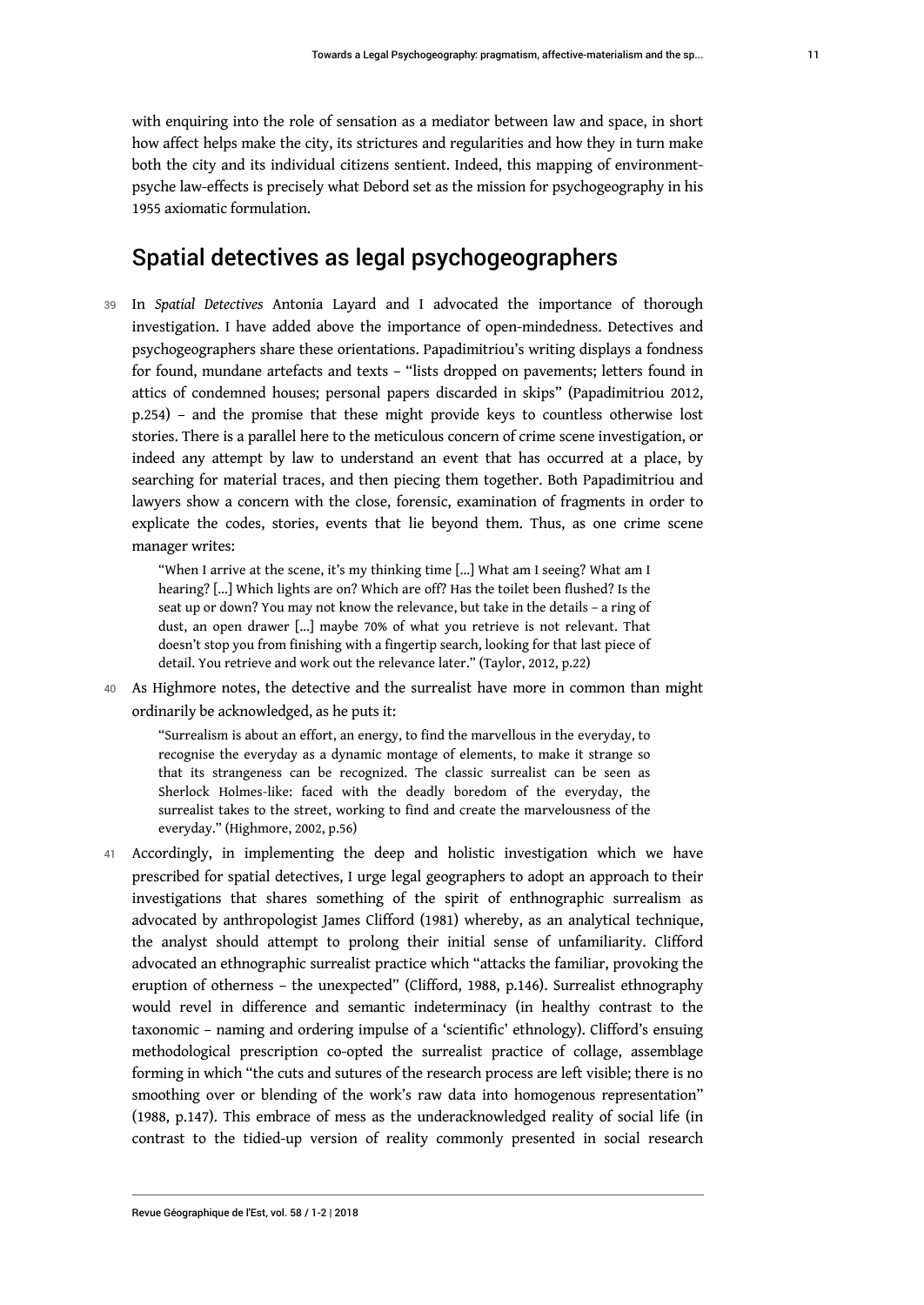with enquiring into the role of sensation as a mediator between law and space, in short how affect helps make the city, its strictures and regularities and how they in turn make both the city and its individual citizens sentient. Indeed, this mapping of environment-psyche law-effects is precisely what Debord set as the mission for psychogeography in his 1955 axiomatic formulation.

## Spatial detectives as legal psychogeographers

39 In *Spatial Detectives* Antonia Layard and I advocated the importance of thorough investigation. I have added above the importance of open-mindedness. Detectives and psychogeographers share these orientations. Papadimitriou's writing displays a fondness for found, mundane artefacts and texts – "lists dropped on pavements; letters found in attics of condemned houses; personal papers discarded in skips" (Papadimitriou 2012, p.254) – and the promise that these might provide keys to countless otherwise lost stories. There is a parallel here to the meticulous concern of crime scene investigation, or indeed any attempt by law to understand an event that has occurred at a place, by searching for material traces, and then piecing them together. Both Papadimitriou and lawyers show a concern with the close, forensic, examination of fragments in order to explicate the codes, stories, events that lie beyond them. Thus, as one crime scene manager writes:

> "When I arrive at the scene, it's my thinking time [...] What am I seeing? What am I hearing? [...] Which lights are on? Which are off? Has the toilet been flushed? Is the seat up or down? You may not know the relevance, but take in the details – a ring of dust, an open drawer [...] maybe 70% of what you retrieve is not relevant. That doesn't stop you from finishing with a fingertip search, looking for that last piece of detail. You retrieve and work out the relevance later." (Taylor, 2012, p.22)

40 As Highmore notes, the detective and the surrealist have more in common than might ordinarily be acknowledged, as he puts it:

> "Surrealism is about an effort, an energy, to find the marvellous in the everyday, to recognise the everyday as a dynamic montage of elements, to make it strange so that its strangeness can be recognized. The classic surrealist can be seen as Sherlock Holmes-like: faced with the deadly boredom of the everyday, the surrealist takes to the street, working to find and create the marvelousness of the everyday." (Highmore, 2002, p.56)

41 Accordingly, in implementing the deep and holistic investigation which we have prescribed for spatial detectives, I urge legal geographers to adopt an approach to their investigations that shares something of the spirit of enthnographic surrealism as advocated by anthropologist James Clifford (1981) whereby, as an analytical technique, the analyst should attempt to prolong their initial sense of unfamiliarity. Clifford advocated an ethnographic surrealist practice which "attacks the familiar, provoking the eruption of otherness – the unexpected" (Clifford, 1988, p.146). Surrealist ethnography would revel in difference and semantic indeterminacy (in healthy contrast to the taxonomic – naming and ordering impulse of a 'scientific' ethnology). Clifford's ensuing methodological prescription co-opted the surrealist practice of collage, assemblage forming in which "the cuts and sutures of the research process are left visible; there is no smoothing over or blending of the work's raw data into homogenous representation" (1988, p.147). This embrace of mess as the underacknowledged reality of social life (in contrast to the tidied-up version of reality commonly presented in social research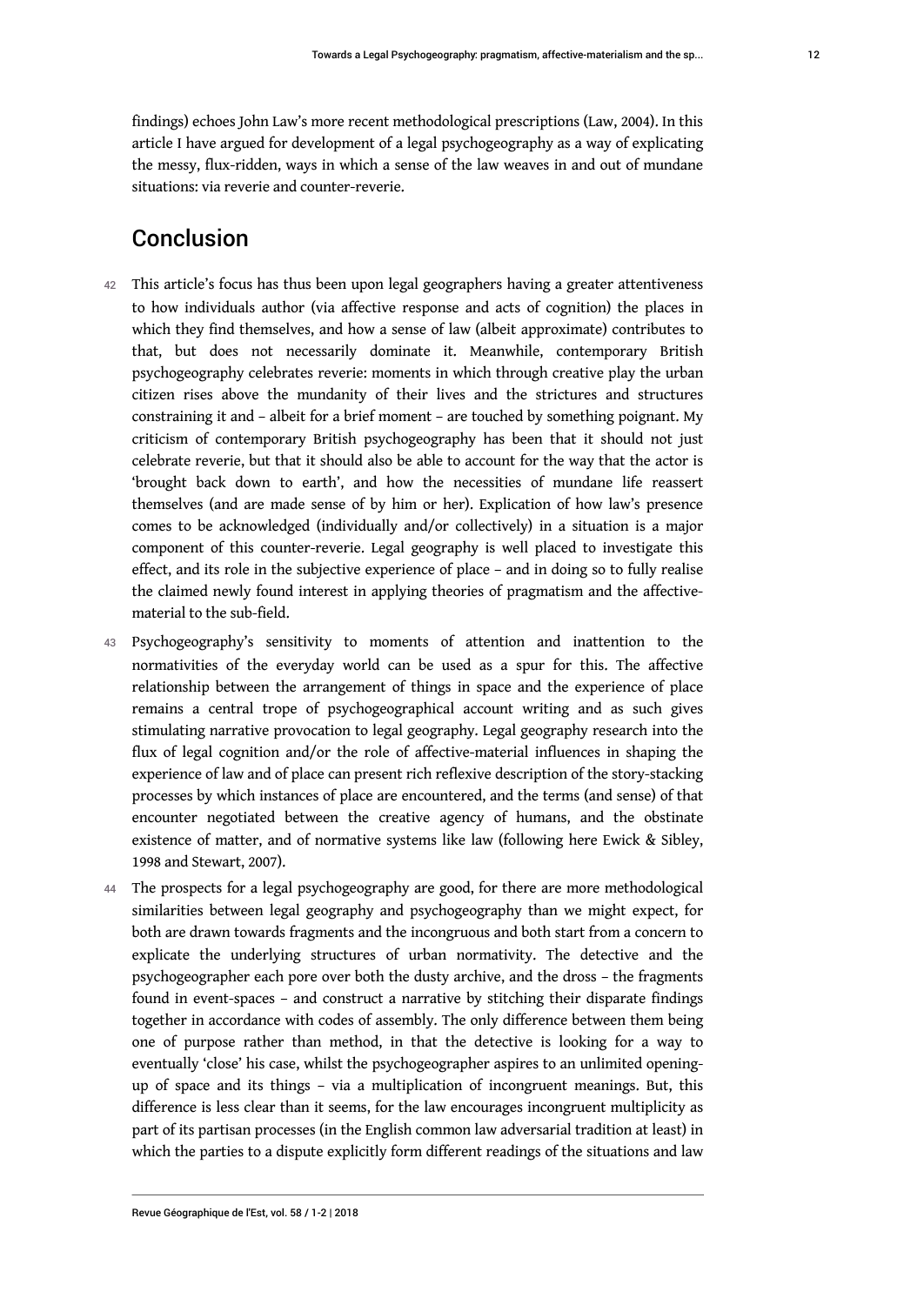findings) echoes John Law's more recent methodological prescriptions (Law, 2004). In this article I have argued for development of a legal psychogeography as a way of explicating the messy, flux-ridden, ways in which a sense of the law weaves in and out of mundane situations: via reverie and counter-reverie.

## Conclusion

42 This article's focus has thus been upon legal geographers having a greater attentiveness to how individuals author (via affective response and acts of cognition) the places in which they find themselves, and how a sense of law (albeit approximate) contributes to that, but does not necessarily dominate it. Meanwhile, contemporary British psychogeography celebrates reverie: moments in which through creative play the urban citizen rises above the mundanity of their lives and the strictures and structures constraining it and – albeit for a brief moment – are touched by something poignant. My criticism of contemporary British psychogeography has been that it should not just celebrate reverie, but that it should also be able to account for the way that the actor is 'brought back down to earth', and how the necessities of mundane life reassert themselves (and are made sense of by him or her). Explication of how law's presence comes to be acknowledged (individually and/or collectively) in a situation is a major component of this counter-reverie. Legal geography is well placed to investigate this effect, and its role in the subjective experience of place – and in doing so to fully realise the claimed newly found interest in applying theories of pragmatism and the affective-material to the sub-field.

43 Psychogeography's sensitivity to moments of attention and inattention to the normativities of the everyday world can be used as a spur for this. The affective relationship between the arrangement of things in space and the experience of place remains a central trope of psychogeographical account writing and as such gives stimulating narrative provocation to legal geography. Legal geography research into the flux of legal cognition and/or the role of affective-material influences in shaping the experience of law and of place can present rich reflexive description of the story-stacking processes by which instances of place are encountered, and the terms (and sense) of that encounter negotiated between the creative agency of humans, and the obstinate existence of matter, and of normative systems like law (following here Ewick & Sibley, 1998 and Stewart, 2007).

44 The prospects for a legal psychogeography are good, for there are more methodological similarities between legal geography and psychogeography than we might expect, for both are drawn towards fragments and the incongruous and both start from a concern to explicate the underlying structures of urban normativity. The detective and the psychogeographer each pore over both the dusty archive, and the dross – the fragments found in event-spaces – and construct a narrative by stitching their disparate findings together in accordance with codes of assembly. The only difference between them being one of purpose rather than method, in that the detective is looking for a way to eventually 'close' his case, whilst the psychogeographer aspires to an unlimited opening-up of space and its things – via a multiplication of incongruent meanings. But, this difference is less clear than it seems, for the law encourages incongruent multiplicity as part of its partisan processes (in the English common law adversarial tradition at least) in which the parties to a dispute explicitly form different readings of the situations and law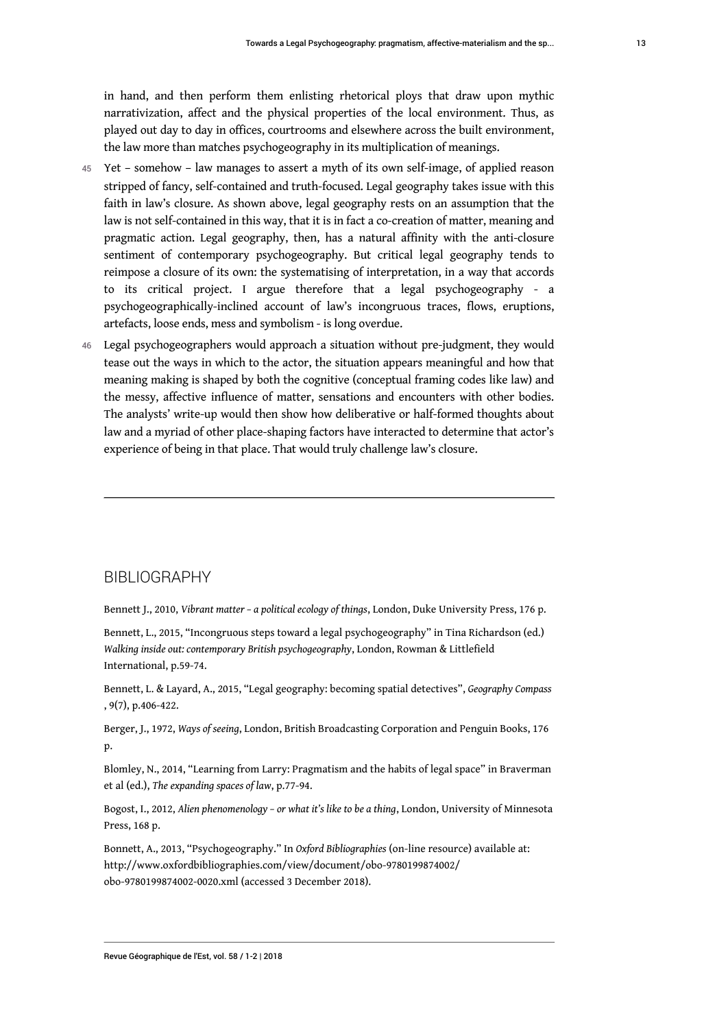in hand, and then perform them enlisting rhetorical ploys that draw upon mythic narrativization, affect and the physical properties of the local environment. Thus, as played out day to day in offices, courtrooms and elsewhere across the built environment, the law more than matches psychogeography in its multiplication of meanings.

45 Yet – somehow – law manages to assert a myth of its own self-image, of applied reason stripped of fancy, self-contained and truth-focused. Legal geography takes issue with this faith in law's closure. As shown above, legal geography rests on an assumption that the law is not self-contained in this way, that it is in fact a co-creation of matter, meaning and pragmatic action. Legal geography, then, has a natural affinity with the anti-closure sentiment of contemporary psychogeography. But critical legal geography tends to reimpose a closure of its own: the systematising of interpretation, in a way that accords to its critical project. I argue therefore that a legal psychogeography - a psychogeographically-inclined account of law's incongruous traces, flows, eruptions, artefacts, loose ends, mess and symbolism - is long overdue.

46 Legal psychogeographers would approach a situation without pre-judgment, they would tease out the ways in which to the actor, the situation appears meaningful and how that meaning making is shaped by both the cognitive (conceptual framing codes like law) and the messy, affective influence of matter, sensations and encounters with other bodies. The analysts' write-up would then show how deliberative or half-formed thoughts about law and a myriad of other place-shaping factors have interacted to determine that actor's experience of being in that place. That would truly challenge law's closure.

---

## BIBLIOGRAPHY

Bennett J., 2010, *Vibrant matter – a political ecology of things*, London, Duke University Press, 176 p.

Bennett, L., 2015, "Incongruous steps toward a legal psychogeography" in Tina Richardson (ed.) *Walking inside out: contemporary British psychogeography*, London, Rowman & Littlefield International, p.59-74.

Bennett, L. & Layard, A., 2015, "Legal geography: becoming spatial detectives", *Geography Compass*, 9(7), p.406-422.

Berger, J., 1972, *Ways of seeing*, London, British Broadcasting Corporation and Penguin Books, 176 p.

Blomley, N., 2014, "Learning from Larry: Pragmatism and the habits of legal space" in Braverman et al (ed.), *The expanding spaces of law*, p.77-94.

Bogost, I., 2012, *Alien phenomenology – or what it's like to be a thing*, London, University of Minnesota Press, 168 p.

Bonnett, A., 2013, "Psychogeography." In *Oxford Bibliographies* (on-line resource) available at: http://www.oxfordbibliographies.com/view/document/obo-9780199874002/obo-9780199874002-0020.xml (accessed 3 December 2018).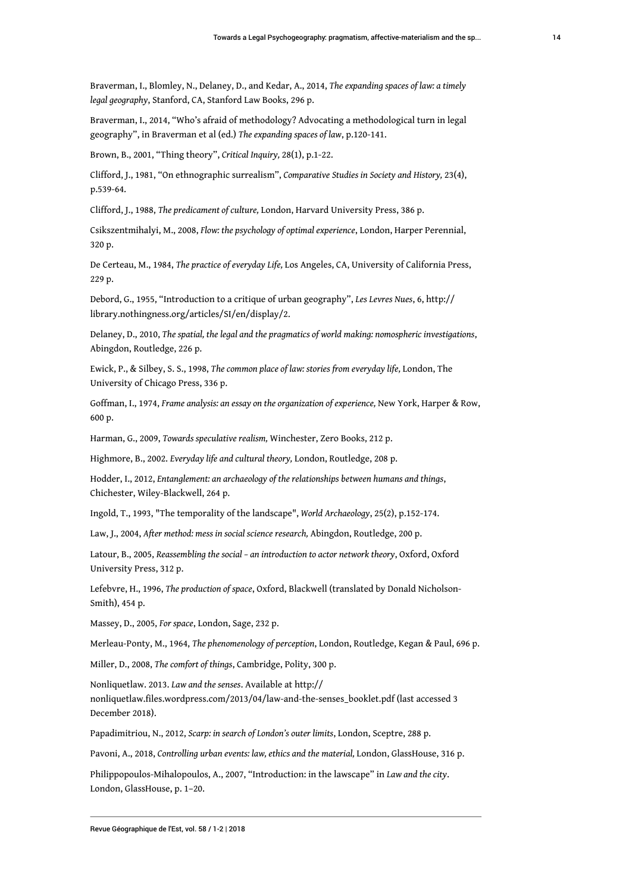Braverman, I., Blomley, N., Delaney, D., and Kedar, A., 2014, *The expanding spaces of law: a timely legal geography*, Stanford, CA, Stanford Law Books, 296 p.

Braverman, I., 2014, "Who's afraid of methodology? Advocating a methodological turn in legal geography", in Braverman et al (ed.) *The expanding spaces of law*, p.120-141.

Brown, B., 2001, "Thing theory", *Critical Inquiry,* 28(1), p.1-22.

Clifford, J., 1981, "On ethnographic surrealism", *Comparative Studies in Society and History,* 23(4), p.539-64.

Clifford, J., 1988, *The predicament of culture,* London, Harvard University Press, 386 p.

Csikszentmihalyi, M., 2008, *Flow: the psychology of optimal experience*, London, Harper Perennial, 320 p.

De Certeau, M., 1984, *The practice of everyday Life,* Los Angeles, CA, University of California Press, 229 p.

Debord, G., 1955, "Introduction to a critique of urban geography", *Les Levres Nues*, 6, http://library.nothingness.org/articles/SI/en/display/2.

Delaney, D., 2010, *The spatial, the legal and the pragmatics of world making: nomospheric investigations*, Abingdon, Routledge, 226 p.

Ewick, P., & Silbey, S. S., 1998, *The common place of law: stories from everyday life,* London, The University of Chicago Press, 336 p.

Goffman, I., 1974, *Frame analysis: an essay on the organization of experience,* New York, Harper & Row, 600 p.

Harman, G., 2009, *Towards speculative realism,* Winchester, Zero Books, 212 p.

Highmore, B., 2002. *Everyday life and cultural theory,* London, Routledge, 208 p.

Hodder, I., 2012, *Entanglement: an archaeology of the relationships between humans and things*, Chichester, Wiley-Blackwell, 264 p.

Ingold, T., 1993, "The temporality of the landscape", *World Archaeology*, 25(2), p.152-174.

Law, J., 2004, *After method: mess in social science research,* Abingdon, Routledge, 200 p.

Latour, B., 2005, *Reassembling the social – an introduction to actor network theory*, Oxford, Oxford University Press, 312 p.

Lefebvre, H., 1996, *The production of space*, Oxford, Blackwell (translated by Donald Nicholson-Smith), 454 p.

Massey, D., 2005, *For space*, London, Sage, 232 p.

Merleau-Ponty, M., 1964, *The phenomenology of perception*, London, Routledge, Kegan & Paul, 696 p.

Miller, D., 2008, *The comfort of things*, Cambridge, Polity, 300 p.

Nonliquetlaw. 2013. *Law and the senses*. Available at http://nonliquetlaw.files.wordpress.com/2013/04/law-and-the-senses_booklet.pdf (last accessed 3 December 2018).

Papadimitriou, N., 2012, *Scarp: in search of London's outer limits*, London, Sceptre, 288 p.

Pavoni, A., 2018, *Controlling urban events: law, ethics and the material,* London, GlassHouse, 316 p.

Philippopoulos-Mihalopoulos, A., 2007, "Introduction: in the lawscape" in *Law and the city*. London, GlassHouse, p. 1–20.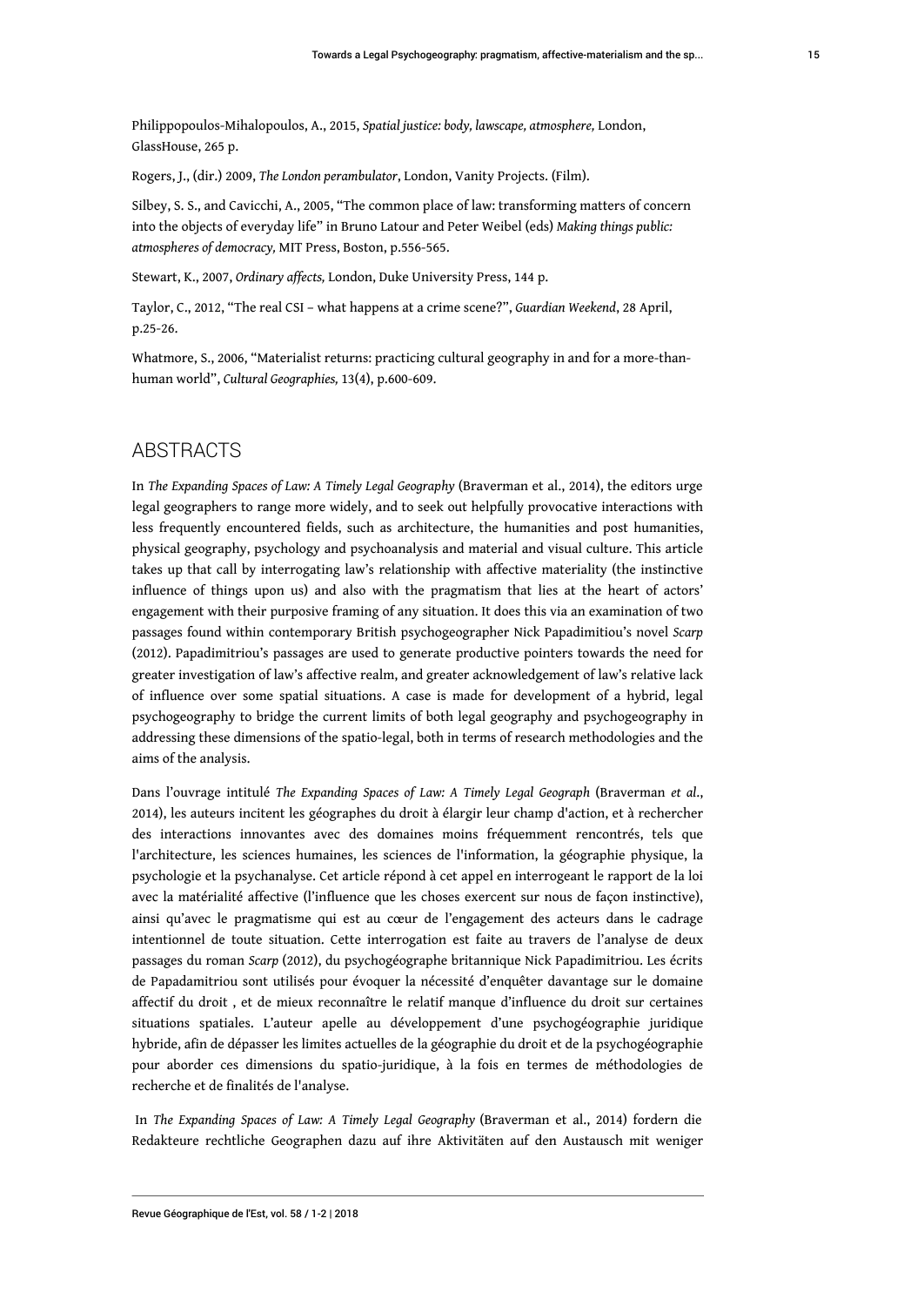Philippopoulos-Mihalopoulos, A., 2015, *Spatial justice: body, lawscape, atmosphere,* London, GlassHouse, 265 p.

Rogers, J., (dir.) 2009, *The London perambulator*, London, Vanity Projects. (Film).

Silbey, S. S., and Cavicchi, A., 2005, "The common place of law: transforming matters of concern into the objects of everyday life" in Bruno Latour and Peter Weibel (eds) *Making things public: atmospheres of democracy,* MIT Press, Boston, p.556-565.

Stewart, K., 2007, *Ordinary affects,* London, Duke University Press, 144 p.

Taylor, C., 2012, "The real CSI – what happens at a crime scene?", *Guardian Weekend*, 28 April, p.25-26.

Whatmore, S., 2006, "Materialist returns: practicing cultural geography in and for a more-than-human world", *Cultural Geographies,* 13(4), p.600-609.

## ABSTRACTS

In *The Expanding Spaces of Law: A Timely Legal Geography* (Braverman et al., 2014), the editors urge legal geographers to range more widely, and to seek out helpfully provocative interactions with less frequently encountered fields, such as architecture, the humanities and post humanities, physical geography, psychology and psychoanalysis and material and visual culture. This article takes up that call by interrogating law's relationship with affective materiality (the instinctive influence of things upon us) and also with the pragmatism that lies at the heart of actors' engagement with their purposive framing of any situation. It does this via an examination of two passages found within contemporary British psychogeographer Nick Papadimitriou's novel *Scarp* (2012). Papadimitriou's passages are used to generate productive pointers towards the need for greater investigation of law's affective realm, and greater acknowledgement of law's relative lack of influence over some spatial situations. A case is made for development of a hybrid, legal psychogeography to bridge the current limits of both legal geography and psychogeography in addressing these dimensions of the spatio-legal, both in terms of research methodologies and the aims of the analysis.

Dans l'ouvrage intitulé *The Expanding Spaces of Law: A Timely Legal Geograph* (Braverman *et al.*, 2014), les auteurs incitent les géographes du droit à élargir leur champ d'action, et à rechercher des interactions innovantes avec des domaines moins fréquemment rencontrés, tels que l'architecture, les sciences humaines, les sciences de l'information, la géographie physique, la psychologie et la psychanalyse. Cet article répond à cet appel en interrogeant le rapport de la loi avec la matérialité affective (l'influence que les choses exercent sur nous de façon instinctive), ainsi qu'avec le pragmatisme qui est au cœur de l'engagement des acteurs dans le cadrage intentionnel de toute situation. Cette interrogation est faite au travers de l'analyse de deux passages du roman *Scarp* (2012), du psychogéographe britannique Nick Papadimitriou. Les écrits de Papadamitriou sont utilisés pour évoquer la nécessité d'enquêter davantage sur le domaine affectif du droit , et de mieux reconnaître le relatif manque d'influence du droit sur certaines situations spatiales. L'auteur apelle au développement d'une psychogéographie juridique hybride, afin de dépasser les limites actuelles de la géographie du droit et de la psychogéographie pour aborder ces dimensions du spatio-juridique, à la fois en termes de méthodologies de recherche et de finalités de l'analyse.

In *The Expanding Spaces of Law: A Timely Legal Geography* (Braverman et al., 2014) fordern die Redakteure rechtliche Geographen dazu auf ihre Aktivitäten auf den Austausch mit weniger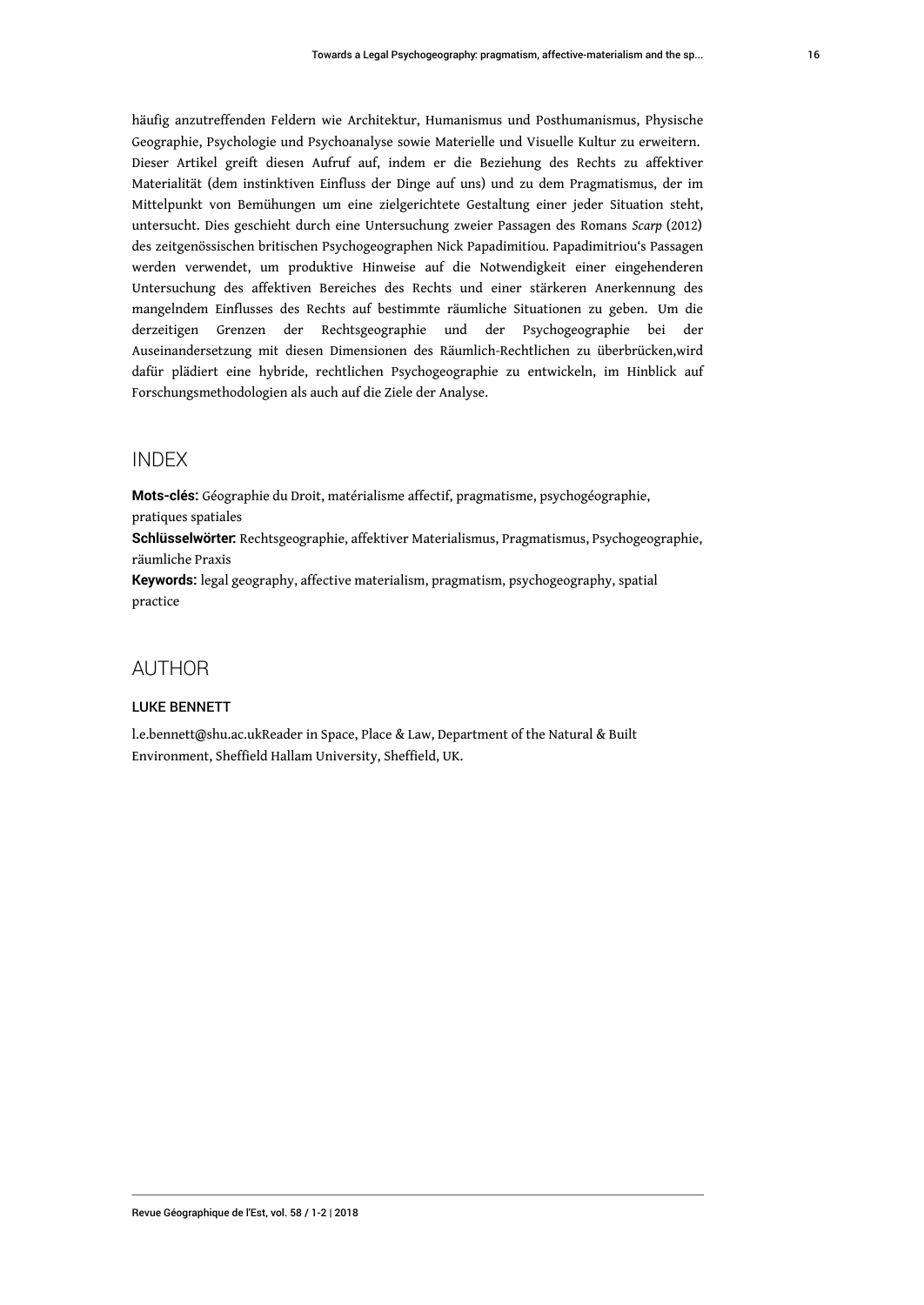häufig anzutreffenden Feldern wie Architektur, Humanismus und Posthumanismus, Physische Geographie, Psychologie und Psychoanalyse sowie Materielle und Visuelle Kultur zu erweitern. Dieser Artikel greift diesen Aufruf auf, indem er die Beziehung des Rechts zu affektiver Materialität (dem instinktiven Einfluss der Dinge auf uns) und zu dem Pragmatismus, der im Mittelpunkt von Bemühungen um eine zielgerichtete Gestaltung einer jeder Situation steht, untersucht. Dies geschieht durch eine Untersuchung zweier Passagen des Romans *Scarp* (2012) des zeitgenössischen britischen Psychogeographen Nick Papadimitiou. Papadimitriou's Passagen werden verwendet, um produktive Hinweise auf die Notwendigkeit einer eingehenderen Untersuchung des affektiven Bereiches des Rechts und einer stärkeren Anerkennung des mangelndem Einflusses des Rechts auf bestimmte räumliche Situationen zu geben. Um die derzeitigen Grenzen der Rechtsgeographie und der Psychogeographie bei der Auseinandersetzung mit diesen Dimensionen des Räumlich-Rechtlichen zu überbrücken,wird dafür plädiert eine hybride, rechtlichen Psychogeographie zu entwickeln, im Hinblick auf Forschungsmethodologien als auch auf die Ziele der Analyse.

## INDEX

**Mots-clés:** Géographie du Droit, matérialisme affectif, pragmatisme, psychogéographie, pratiques spatiales

**Schlüsselwörter:** Rechtsgeographie, affektiver Materialismus, Pragmatismus, Psychogeographie, räumliche Praxis

**Keywords:** legal geography, affective materialism, pragmatism, psychogeography, spatial practice

## AUTHOR

### LUKE BENNETT

l.e.bennett@shu.ac.ukReader in Space, Place & Law, Department of the Natural & Built Environment, Sheffield Hallam University, Sheffield, UK.